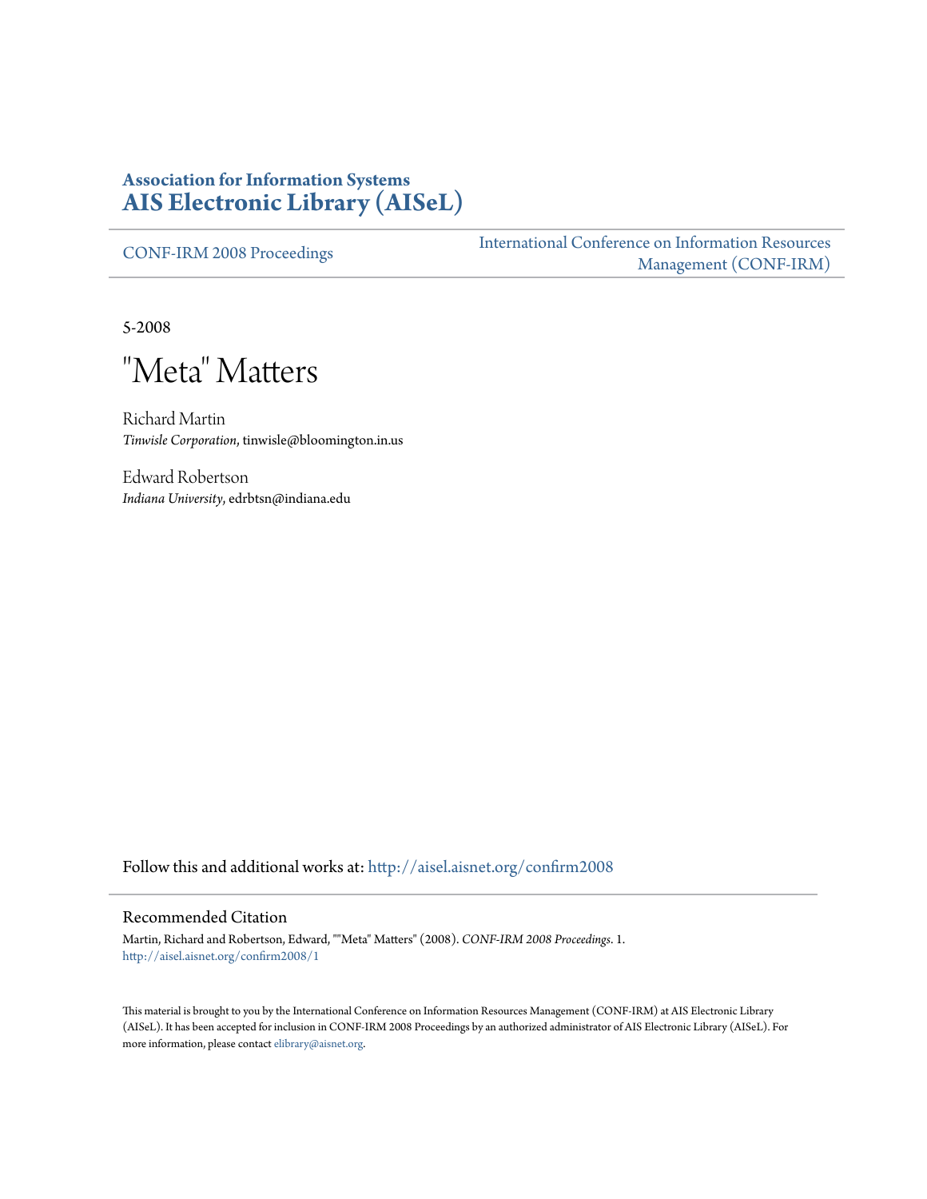**Association for Information Systems**
**AIS Electronic Library (AISeL)**

CONF-IRM 2008 Proceedings

International Conference on Information Resources Management (CONF-IRM)

5-2008

# "Meta" Matters

Richard Martin
*Tinwisle Corporation*, tinwisle@bloomington.in.us

Edward Robertson
*Indiana University*, edrbtsn@indiana.edu

Follow this and additional works at: http://aisel.aisnet.org/confirm2008

## Recommended Citation

Martin, Richard and Robertson, Edward, ""Meta" Matters" (2008). *CONF-IRM 2008 Proceedings*. 1.
http://aisel.aisnet.org/confirm2008/1

This material is brought to you by the International Conference on Information Resources Management (CONF-IRM) at AIS Electronic Library (AISeL). It has been accepted for inclusion in CONF-IRM 2008 Proceedings by an authorized administrator of AIS Electronic Library (AISeL). For more information, please contact elibrary@aisnet.org.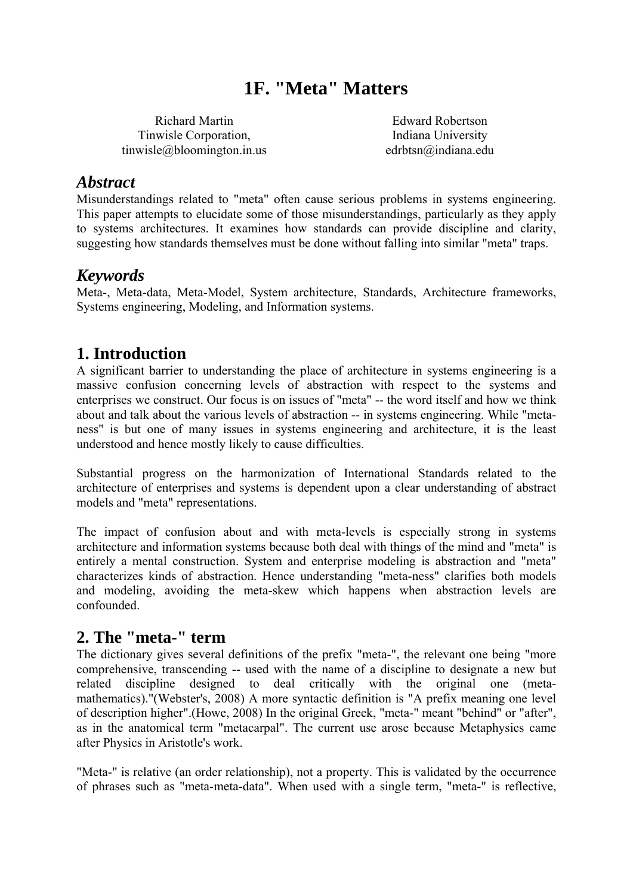// The title "1F. "Meta" Matters" is the paper's own heading, not a running header; the trailing "mostly likely" is the source's wording.
# 1F. "Meta" Matters

Richard Martin
Tinwisle Corporation,
tinwisle@bloomington.in.us

Edward Robertson
Indiana University
edrbtsn@indiana.edu

## *Abstract*

Misunderstandings related to "meta" often cause serious problems in systems engineering. This paper attempts to elucidate some of those misunderstandings, particularly as they apply to systems architectures. It examines how standards can provide discipline and clarity, suggesting how standards themselves must be done without falling into similar "meta" traps.

## *Keywords*

Meta-, Meta-data, Meta-Model, System architecture, Standards, Architecture frameworks, Systems engineering, Modeling, and Information systems.

## 1. Introduction

A significant barrier to understanding the place of architecture in systems engineering is a massive confusion concerning levels of abstraction with respect to the systems and enterprises we construct. Our focus is on issues of "meta" -- the word itself and how we think about and talk about the various levels of abstraction -- in systems engineering. While "meta-ness" is but one of many issues in systems engineering and architecture, it is the least understood and hence mostly likely to cause difficulties.

Substantial progress on the harmonization of International Standards related to the architecture of enterprises and systems is dependent upon a clear understanding of abstract models and "meta" representations.

The impact of confusion about and with meta-levels is especially strong in systems architecture and information systems because both deal with things of the mind and "meta" is entirely a mental construction. System and enterprise modeling is abstraction and "meta" characterizes kinds of abstraction. Hence understanding "meta-ness" clarifies both models and modeling, avoiding the meta-skew which happens when abstraction levels are confounded.

## 2. The "meta-" term

The dictionary gives several definitions of the prefix "meta-", the relevant one being "more comprehensive, transcending -- used with the name of a discipline to designate a new but related discipline designed to deal critically with the original one (meta-mathematics)."(Webster's, 2008) A more syntactic definition is "A prefix meaning one level of description higher".(Howe, 2008) In the original Greek, "meta-" meant "behind" or "after", as in the anatomical term "metacarpal". The current use arose because Metaphysics came after Physics in Aristotle's work.

"Meta-" is relative (an order relationship), not a property. This is validated by the occurrence of phrases such as "meta-meta-data". When used with a single term, "meta-" is reflective,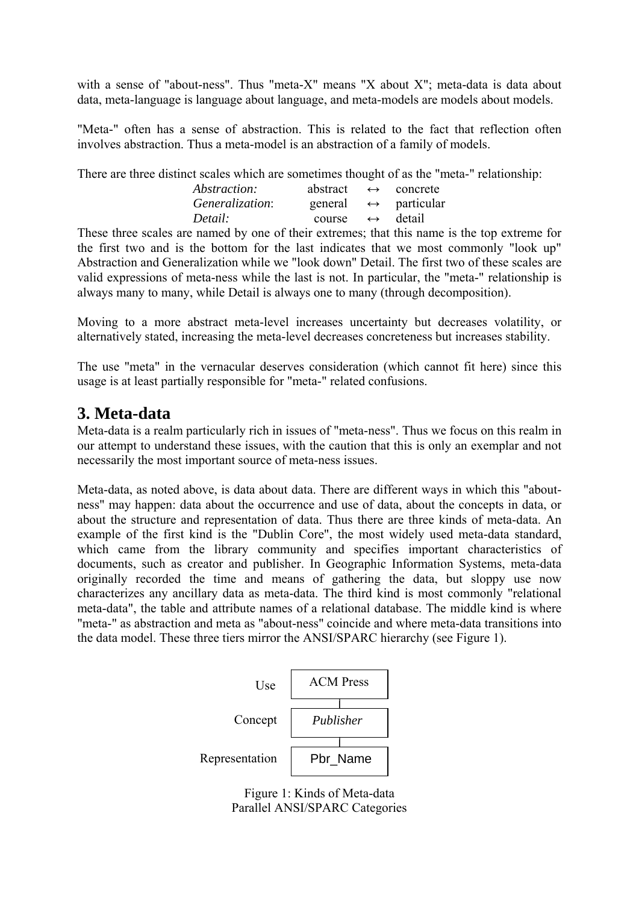with a sense of "about-ness". Thus "meta-X" means "X about X"; meta-data is data about data, meta-language is language about language, and meta-models are models about models.

"Meta-" often has a sense of abstraction. This is related to the fact that reflection often involves abstraction. Thus a meta-model is an abstraction of a family of models.

There are three distinct scales which are sometimes thought of as the "meta-" relationship:

| | | | |
|---|---|---|---|
| *Abstraction:* | abstract | ↔ | concrete |
| *Generalization*: | general | ↔ | particular |
| *Detail:* | course | ↔ | detail |

These three scales are named by one of their extremes; that this name is the top extreme for the first two and is the bottom for the last indicates that we most commonly "look up" Abstraction and Generalization while we "look down" Detail. The first two of these scales are valid expressions of meta-ness while the last is not. In particular, the "meta-" relationship is always many to many, while Detail is always one to many (through decomposition).

Moving to a more abstract meta-level increases uncertainty but decreases volatility, or alternatively stated, increasing the meta-level decreases concreteness but increases stability.

The use "meta" in the vernacular deserves consideration (which cannot fit here) since this usage is at least partially responsible for "meta-" related confusions.

## 3. Meta-data

Meta-data is a realm particularly rich in issues of "meta-ness". Thus we focus on this realm in our attempt to understand these issues, with the caution that this is only an exemplar and not necessarily the most important source of meta-ness issues.

Meta-data, as noted above, is data about data. There are different ways in which this "about-ness" may happen: data about the occurrence and use of data, about the concepts in data, or about the structure and representation of data. Thus there are three kinds of meta-data. An example of the first kind is the "Dublin Core", the most widely used meta-data standard, which came from the library community and specifies important characteristics of documents, such as creator and publisher. In Geographic Information Systems, meta-data originally recorded the time and means of gathering the data, but sloppy use now characterizes any ancillary data as meta-data. The third kind is most commonly "relational meta-data", the table and attribute names of a relational database. The middle kind is where "meta-" as abstraction and meta as "about-ness" coincide and where meta-data transitions into the data model. These three tiers mirror the ANSI/SPARC hierarchy (see Figure 1).

| | |
|---|---|
| Use | ACM Press |
| Concept | *Publisher* |
| Representation | Pbr_Name |

Figure 1: Kinds of Meta-data
Parallel ANSI/SPARC Categories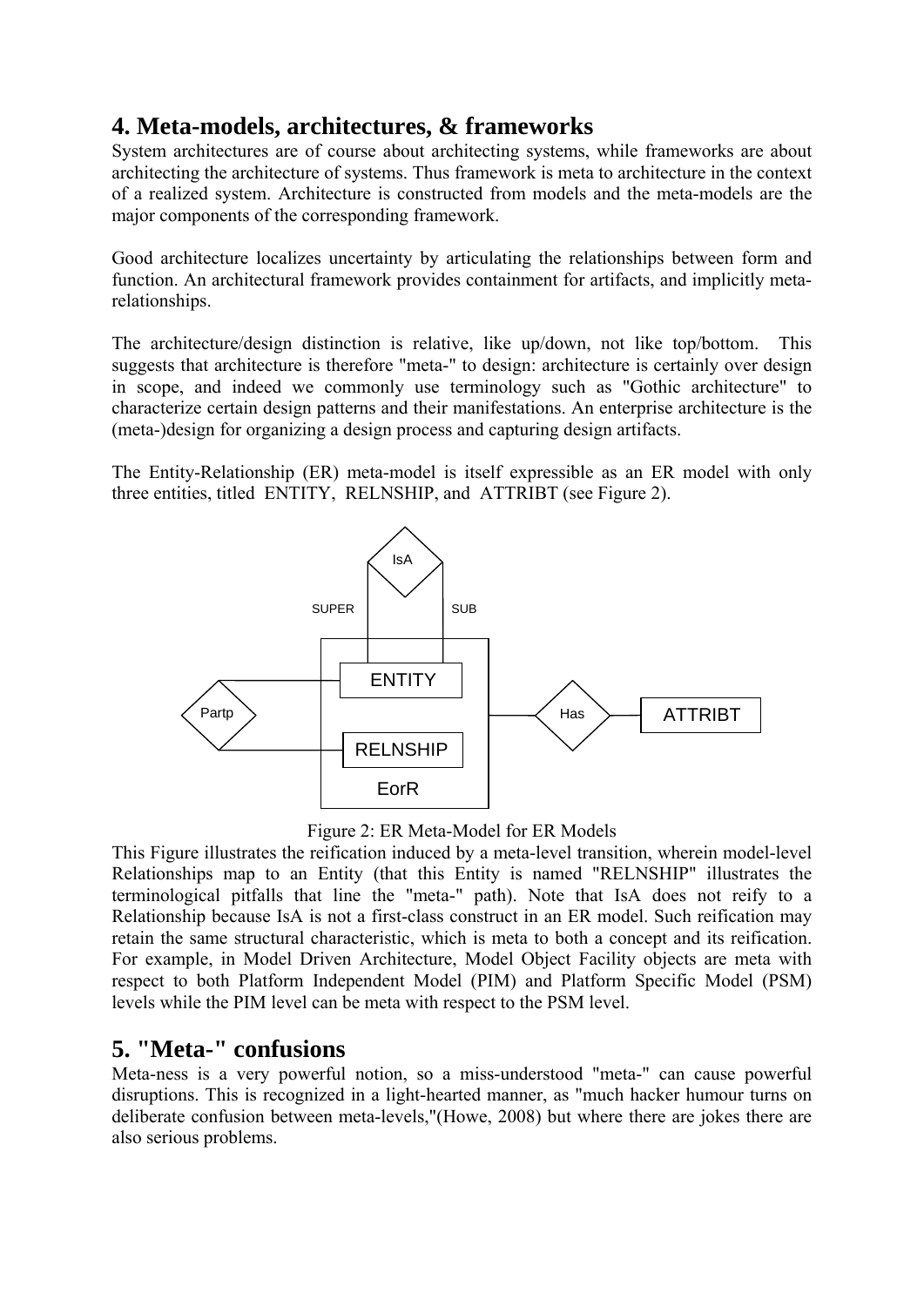## 4. Meta-models, architectures, & frameworks

System architectures are of course about architecting systems, while frameworks are about architecting the architecture of systems. Thus framework is meta to architecture in the context of a realized system. Architecture is constructed from models and the meta-models are the major components of the corresponding framework.

Good architecture localizes uncertainty by articulating the relationships between form and function. An architectural framework provides containment for artifacts, and implicitly meta-relationships.

The architecture/design distinction is relative, like up/down, not like top/bottom. This suggests that architecture is therefore "meta-" to design: architecture is certainly over design in scope, and indeed we commonly use terminology such as "Gothic architecture" to characterize certain design patterns and their manifestations. An enterprise architecture is the (meta-)design for organizing a design process and capturing design artifacts.

The Entity-Relationship (ER) meta-model is itself expressible as an ER model with only three entities, titled ENTITY, RELNSHIP, and ATTRIBT (see Figure 2).

Figure 2: ER Meta-Model for ER Models

This Figure illustrates the reification induced by a meta-level transition, wherein model-level Relationships map to an Entity (that this Entity is named "RELNSHIP" illustrates the terminological pitfalls that line the "meta-" path). Note that IsA does not reify to a Relationship because IsA is not a first-class construct in an ER model. Such reification may retain the same structural characteristic, which is meta to both a concept and its reification. For example, in Model Driven Architecture, Model Object Facility objects are meta with respect to both Platform Independent Model (PIM) and Platform Specific Model (PSM) levels while the PIM level can be meta with respect to the PSM level.

## 5. "Meta-" confusions

Meta-ness is a very powerful notion, so a miss-understood "meta-" can cause powerful disruptions. This is recognized in a light-hearted manner, as "much hacker humour turns on deliberate confusion between meta-levels,"(Howe, 2008) but where there are jokes there are also serious problems.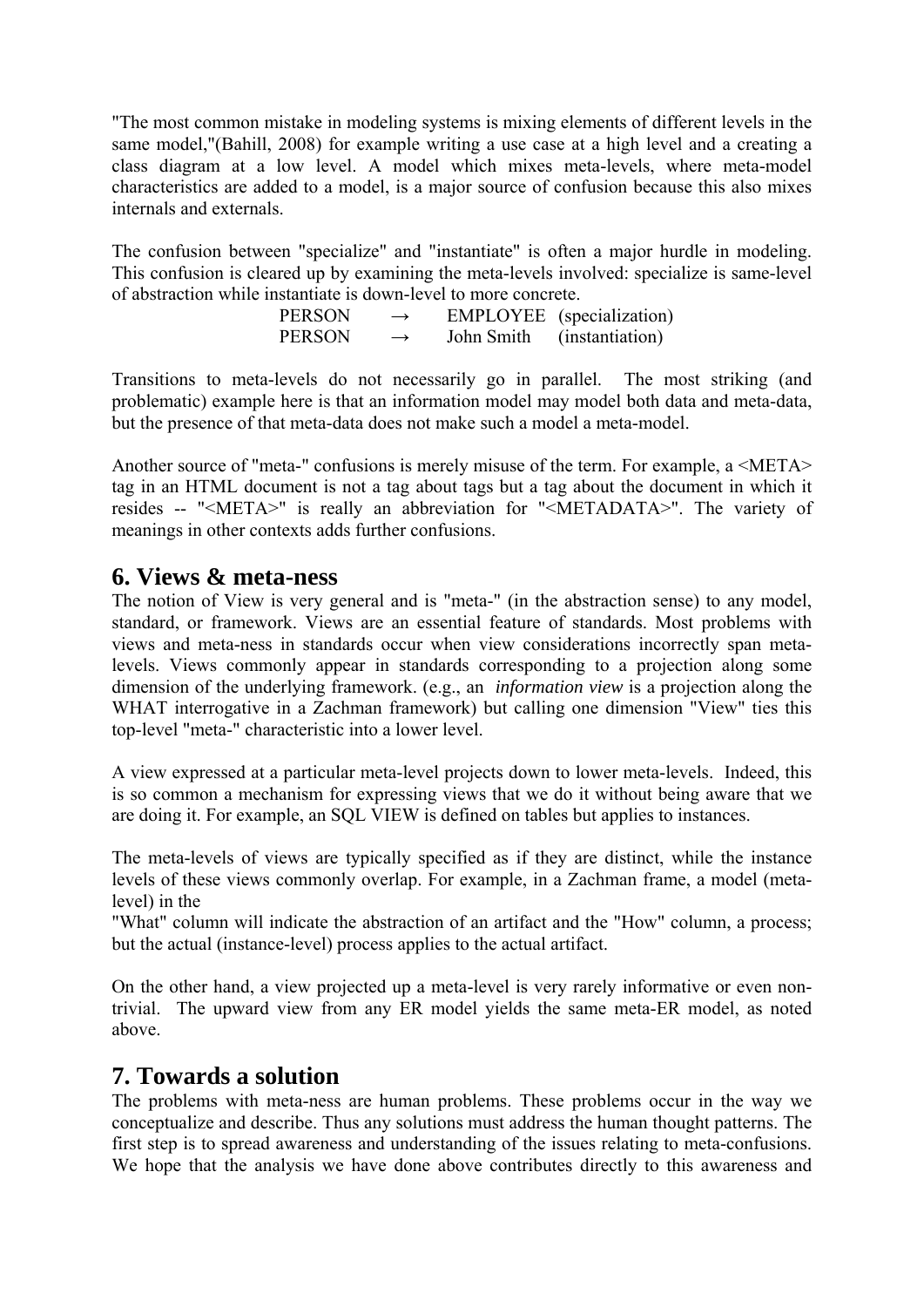"The most common mistake in modeling systems is mixing elements of different levels in the same model,"(Bahill, 2008) for example writing a use case at a high level and a creating a class diagram at a low level. A model which mixes meta-levels, where meta-model characteristics are added to a model, is a major source of confusion because this also mixes internals and externals.

The confusion between "specialize" and "instantiate" is often a major hurdle in modeling. This confusion is cleared up by examining the meta-levels involved: specialize is same-level of abstraction while instantiate is down-level to more concrete.

| | | | |
|---|---|---|---|
| PERSON | → | EMPLOYEE | (specialization) |
| PERSON | → | John Smith | (instantiation) |

Transitions to meta-levels do not necessarily go in parallel. The most striking (and problematic) example here is that an information model may model both data and meta-data, but the presence of that meta-data does not make such a model a meta-model.

Another source of "meta-" confusions is merely misuse of the term. For example, a <META> tag in an HTML document is not a tag about tags but a tag about the document in which it resides -- "<META>" is really an abbreviation for "<METADATA>". The variety of meanings in other contexts adds further confusions.

## 6. Views & meta-ness

The notion of View is very general and is "meta-" (in the abstraction sense) to any model, standard, or framework. Views are an essential feature of standards. Most problems with views and meta-ness in standards occur when view considerations incorrectly span meta-levels. Views commonly appear in standards corresponding to a projection along some dimension of the underlying framework. (e.g., an *information view* is a projection along the WHAT interrogative in a Zachman framework) but calling one dimension "View" ties this top-level "meta-" characteristic into a lower level.

A view expressed at a particular meta-level projects down to lower meta-levels. Indeed, this is so common a mechanism for expressing views that we do it without being aware that we are doing it. For example, an SQL VIEW is defined on tables but applies to instances.

The meta-levels of views are typically specified as if they are distinct, while the instance levels of these views commonly overlap. For example, in a Zachman frame, a model (meta-level) in the
"What" column will indicate the abstraction of an artifact and the "How" column, a process; but the actual (instance-level) process applies to the actual artifact.

On the other hand, a view projected up a meta-level is very rarely informative or even non-trivial. The upward view from any ER model yields the same meta-ER model, as noted above.

## 7. Towards a solution

The problems with meta-ness are human problems. These problems occur in the way we conceptualize and describe. Thus any solutions must address the human thought patterns. The first step is to spread awareness and understanding of the issues relating to meta-confusions. We hope that the analysis we have done above contributes directly to this awareness and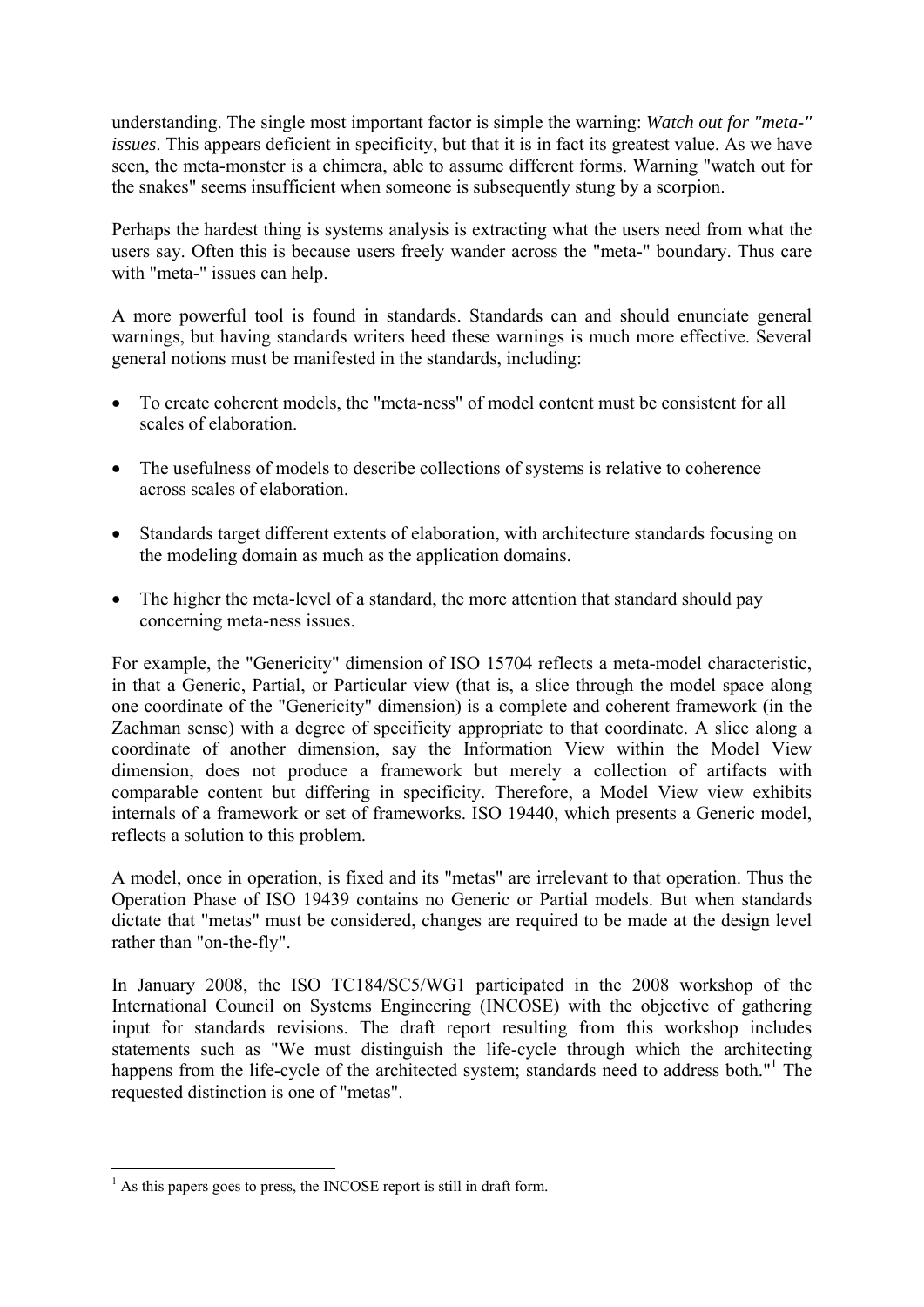understanding. The single most important factor is simple the warning: *Watch out for "meta-" issues*. This appears deficient in specificity, but that it is in fact its greatest value. As we have seen, the meta-monster is a chimera, able to assume different forms. Warning "watch out for the snakes" seems insufficient when someone is subsequently stung by a scorpion.

Perhaps the hardest thing is systems analysis is extracting what the users need from what the users say. Often this is because users freely wander across the "meta-" boundary. Thus care with "meta-" issues can help.

A more powerful tool is found in standards. Standards can and should enunciate general warnings, but having standards writers heed these warnings is much more effective. Several general notions must be manifested in the standards, including:

- To create coherent models, the "meta-ness" of model content must be consistent for all scales of elaboration.
- The usefulness of models to describe collections of systems is relative to coherence across scales of elaboration.
- Standards target different extents of elaboration, with architecture standards focusing on the modeling domain as much as the application domains.
- The higher the meta-level of a standard, the more attention that standard should pay concerning meta-ness issues.

For example, the "Genericity" dimension of ISO 15704 reflects a meta-model characteristic, in that a Generic, Partial, or Particular view (that is, a slice through the model space along one coordinate of the "Genericity" dimension) is a complete and coherent framework (in the Zachman sense) with a degree of specificity appropriate to that coordinate. A slice along a coordinate of another dimension, say the Information View within the Model View dimension, does not produce a framework but merely a collection of artifacts with comparable content but differing in specificity. Therefore, a Model View view exhibits internals of a framework or set of frameworks. ISO 19440, which presents a Generic model, reflects a solution to this problem.

A model, once in operation, is fixed and its "metas" are irrelevant to that operation. Thus the Operation Phase of ISO 19439 contains no Generic or Partial models. But when standards dictate that "metas" must be considered, changes are required to be made at the design level rather than "on-the-fly".

In January 2008, the ISO TC184/SC5/WG1 participated in the 2008 workshop of the International Council on Systems Engineering (INCOSE) with the objective of gathering input for standards revisions. The draft report resulting from this workshop includes statements such as "We must distinguish the life-cycle through which the architecting happens from the life-cycle of the architected system; standards need to address both."[1] The requested distinction is one of "metas".

[1] As this papers goes to press, the INCOSE report is still in draft form.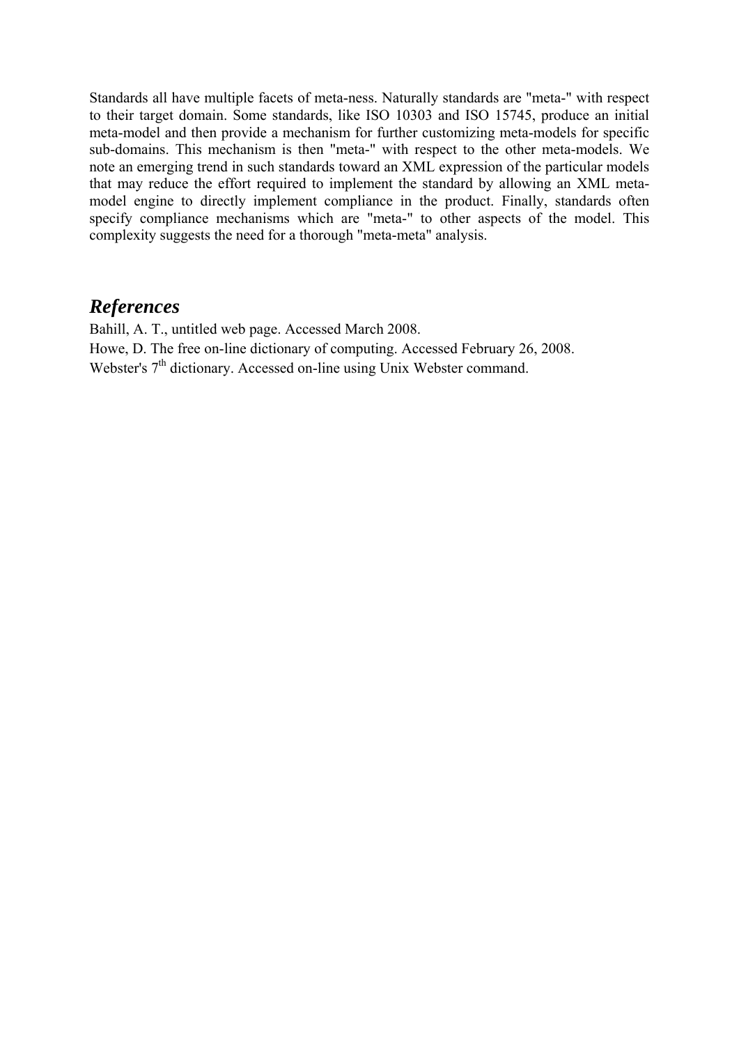Standards all have multiple facets of meta-ness. Naturally standards are "meta-" with respect to their target domain. Some standards, like ISO 10303 and ISO 15745, produce an initial meta-model and then provide a mechanism for further customizing meta-models for specific sub-domains. This mechanism is then "meta-" with respect to the other meta-models. We note an emerging trend in such standards toward an XML expression of the particular models that may reduce the effort required to implement the standard by allowing an XML meta-model engine to directly implement compliance in the product. Finally, standards often specify compliance mechanisms which are "meta-" to other aspects of the model. This complexity suggests the need for a thorough "meta-meta" analysis.

## *References*

Bahill, A. T., untitled web page. Accessed March 2008.

Howe, D. The free on-line dictionary of computing. Accessed February 26, 2008.

Webster's 7th dictionary. Accessed on-line using Unix Webster command.